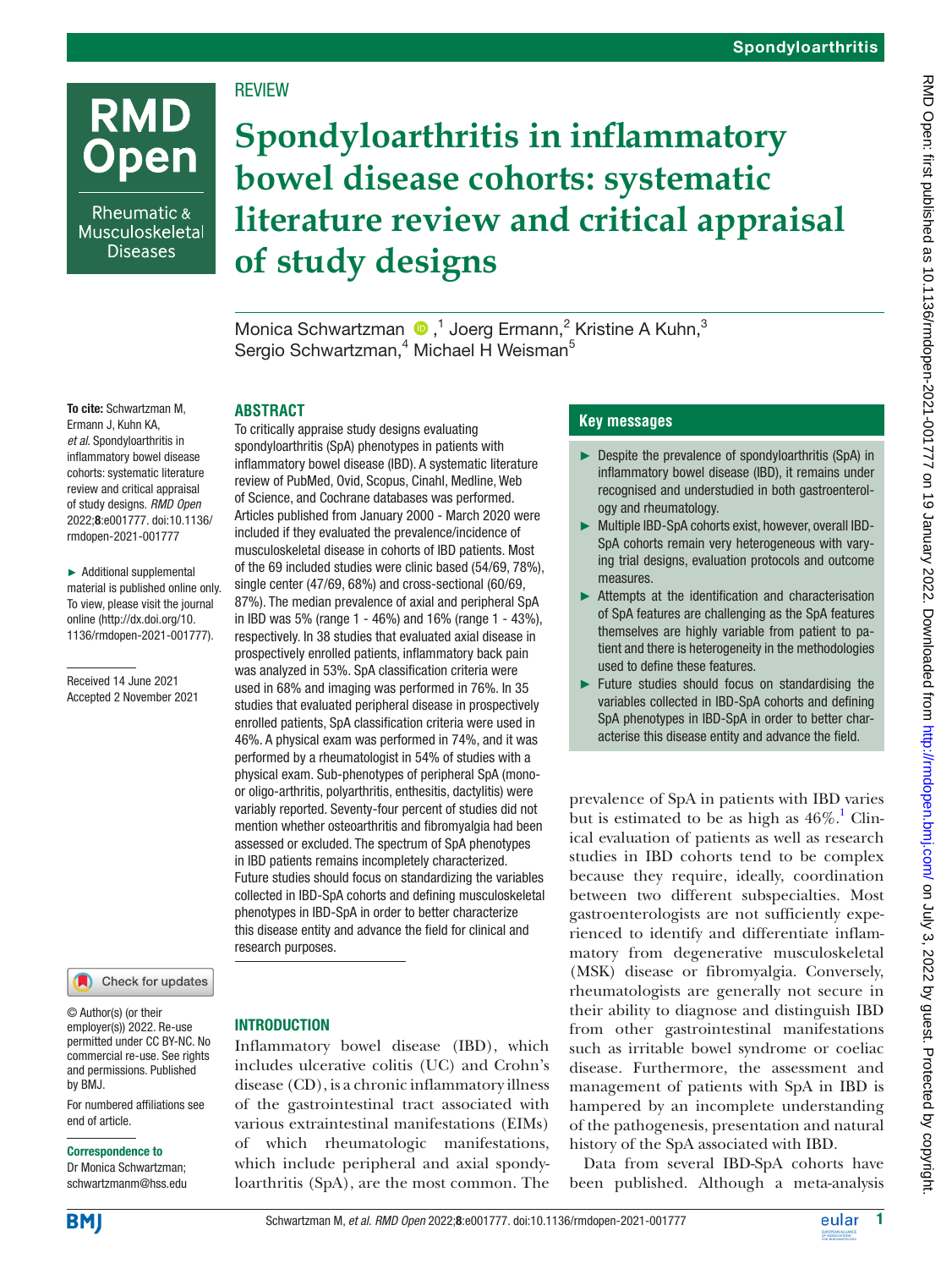REVIEW

# Spondyloarthritis in inflammatory bowel disease cohorts: systematic literature review and critical appraisal of study designs

Monica Schwartzman,[1] Joerg Ermann,[2] Kristine A Kuhn,[3] Sergio Schwartzman,[4] Michael H Weisman[5]

**To cite:** Schwartzman M, Ermann J, Kuhn KA, *et al*. Spondyloarthritis in inflammatory bowel disease cohorts: systematic literature review and critical appraisal of study designs. *RMD Open* 2022;**8**:e001777. doi:10.1136/rmdopen-2021-001777

► Additional supplemental material is published online only. To view, please visit the journal online (http://dx.doi.org/10.1136/rmdopen-2021-001777).

Received 14 June 2021
Accepted 2 November 2021

© Author(s) (or their employer(s)) 2022. Re-use permitted under CC BY-NC. No commercial re-use. See rights and permissions. Published by BMJ.

For numbered affiliations see end of article.

**Correspondence to**
Dr Monica Schwartzman; schwartzmanm@hss.edu

## ABSTRACT

To critically appraise study designs evaluating spondyloarthritis (SpA) phenotypes in patients with inflammatory bowel disease (IBD). A systematic literature review of PubMed, Ovid, Scopus, Cinahl, Medline, Web of Science, and Cochrane databases was performed. Articles published from January 2000 - March 2020 were included if they evaluated the prevalence/incidence of musculoskeletal disease in cohorts of IBD patients. Most of the 69 included studies were clinic based (54/69, 78%), single center (47/69, 68%) and cross-sectional (60/69, 87%). The median prevalence of axial and peripheral SpA in IBD was 5% (range 1 - 46%) and 16% (range 1 - 43%), respectively. In 38 studies that evaluated axial disease in prospectively enrolled patients, inflammatory back pain was analyzed in 53%. SpA classification criteria were used in 68% and imaging was performed in 76%. In 35 studies that evaluated peripheral disease in prospectively enrolled patients, SpA classification criteria were used in 46%. A physical exam was performed in 74%, and it was performed by a rheumatologist in 54% of studies with a physical exam. Sub-phenotypes of peripheral SpA (mono- or oligo-arthritis, polyarthritis, enthesitis, dactylitis) were variably reported. Seventy-four percent of studies did not mention whether osteoarthritis and fibromyalgia had been assessed or excluded. The spectrum of SpA phenotypes in IBD patients remains incompletely characterized. Future studies should focus on standardizing the variables collected in IBD-SpA cohorts and defining musculoskeletal phenotypes in IBD-SpA in order to better characterize this disease entity and advance the field for clinical and research purposes.

## Key messages

- ► Despite the prevalence of spondyloarthritis (SpA) in inflammatory bowel disease (IBD), it remains under recognised and understudied in both gastroenterology and rheumatology.
- ► Multiple IBD-SpA cohorts exist, however, overall IBD-SpA cohorts remain very heterogeneous with varying trial designs, evaluation protocols and outcome measures.
- ► Attempts at the identification and characterisation of SpA features are challenging as the SpA features themselves are highly variable from patient to patient and there is heterogeneity in the methodologies used to define these features.
- ► Future studies should focus on standardising the variables collected in IBD-SpA cohorts and defining SpA phenotypes in IBD-SpA in order to better characterise this disease entity and advance the field.

## INTRODUCTION

Inflammatory bowel disease (IBD), which includes ulcerative colitis (UC) and Crohn's disease (CD), is a chronic inflammatory illness of the gastrointestinal tract associated with various extraintestinal manifestations (EIMs) of which rheumatologic manifestations, which include peripheral and axial spondyloarthritis (SpA), are the most common. The prevalence of SpA in patients with IBD varies but is estimated to be as high as 46%.[1] Clinical evaluation of patients as well as research studies in IBD cohorts tend to be complex because they require, ideally, coordination between two different subspecialties. Most gastroenterologists are not sufficiently experienced to identify and differentiate inflammatory from degenerative musculoskeletal (MSK) disease or fibromyalgia. Conversely, rheumatologists are generally not secure in their ability to diagnose and distinguish IBD from other gastrointestinal manifestations such as irritable bowel syndrome or coeliac disease. Furthermore, the assessment and management of patients with SpA in IBD is hampered by an incomplete understanding of the pathogenesis, presentation and natural history of the SpA associated with IBD.

Data from several IBD-SpA cohorts have been published. Although a meta-analysis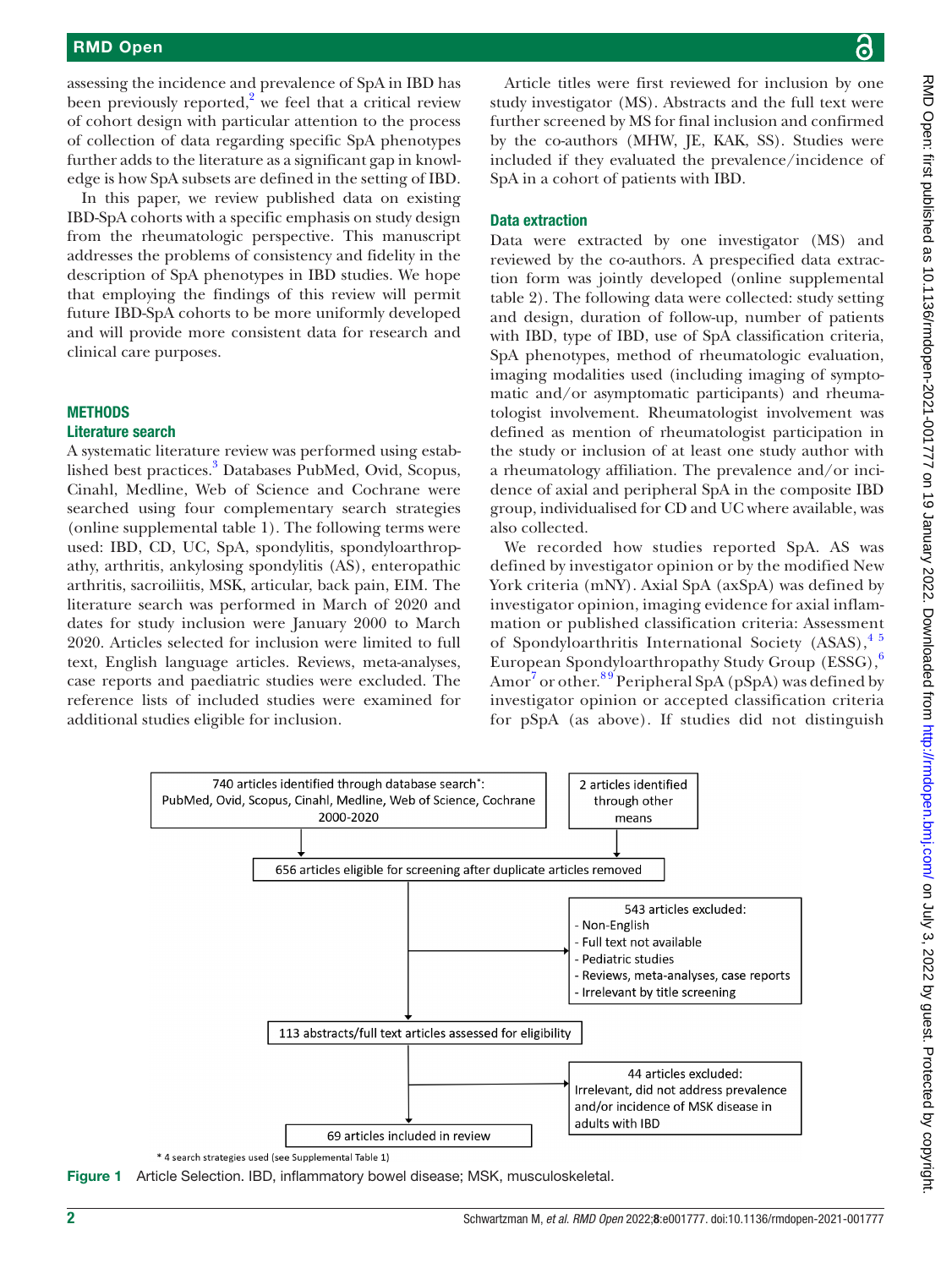assessing the incidence and prevalence of SpA in IBD has been previously reported,[2] we feel that a critical review of cohort design with particular attention to the process of collection of data regarding specific SpA phenotypes further adds to the literature as a significant gap in knowledge is how SpA subsets are defined in the setting of IBD.

In this paper, we review published data on existing IBD-SpA cohorts with a specific emphasis on study design from the rheumatologic perspective. This manuscript addresses the problems of consistency and fidelity in the description of SpA phenotypes in IBD studies. We hope that employing the findings of this review will permit future IBD-SpA cohorts to be more uniformly developed and will provide more consistent data for research and clinical care purposes.

## METHODS

### Literature search

A systematic literature review was performed using established best practices.[3] Databases PubMed, Ovid, Scopus, Cinahl, Medline, Web of Science and Cochrane were searched using four complementary search strategies (online supplemental table 1). The following terms were used: IBD, CD, UC, SpA, spondylitis, spondyloarthropathy, arthritis, ankylosing spondylitis (AS), enteropathic arthritis, sacroiliitis, MSK, articular, back pain, EIM. The literature search was performed in March of 2020 and dates for study inclusion were January 2000 to March 2020. Articles selected for inclusion were limited to full text, English language articles. Reviews, meta-analyses, case reports and paediatric studies were excluded. The reference lists of included studies were examined for additional studies eligible for inclusion.

Article titles were first reviewed for inclusion by one study investigator (MS). Abstracts and the full text were further screened by MS for final inclusion and confirmed by the co-authors (MHW, JE, KAK, SS). Studies were included if they evaluated the prevalence/incidence of SpA in a cohort of patients with IBD.

### Data extraction

Data were extracted by one investigator (MS) and reviewed by the co-authors. A prespecified data extraction form was jointly developed (online supplemental table 2). The following data were collected: study setting and design, duration of follow-up, number of patients with IBD, type of IBD, use of SpA classification criteria, SpA phenotypes, method of rheumatologic evaluation, imaging modalities used (including imaging of symptomatic and/or asymptomatic participants) and rheumatologist involvement. Rheumatologist involvement was defined as mention of rheumatologist participation in the study or inclusion of at least one study author with a rheumatology affiliation. The prevalence and/or incidence of axial and peripheral SpA in the composite IBD group, individualised for CD and UC where available, was also collected.

We recorded how studies reported SpA. AS was defined by investigator opinion or by the modified New York criteria (mNY). Axial SpA (axSpA) was defined by investigator opinion, imaging evidence for axial inflammation or published classification criteria: Assessment of Spondyloarthritis International Society (ASAS),[4,5] European Spondyloarthropathy Study Group (ESSG),[6] Amor[7] or other.[8,9] Peripheral SpA (pSpA) was defined by investigator opinion or accepted classification criteria for pSpA (as above). If studies did not distinguish

740 articles identified through database search*: PubMed, Ovid, Scopus, Cinahl, Medline, Web of Science, Cochrane 2000-2020

2 articles identified through other means

656 articles eligible for screening after duplicate articles removed

543 articles excluded:
- Non-English
- Full text not available
- Pediatric studies
- Reviews, meta-analyses, case reports
- Irrelevant by title screening

113 abstracts/full text articles assessed for eligibility

44 articles excluded: Irrelevant, did not address prevalence and/or incidence of MSK disease in adults with IBD

69 articles included in review

\* 4 search strategies used (see Supplemental Table 1)

**Figure 1** Article Selection. IBD, inflammatory bowel disease; MSK, musculoskeletal.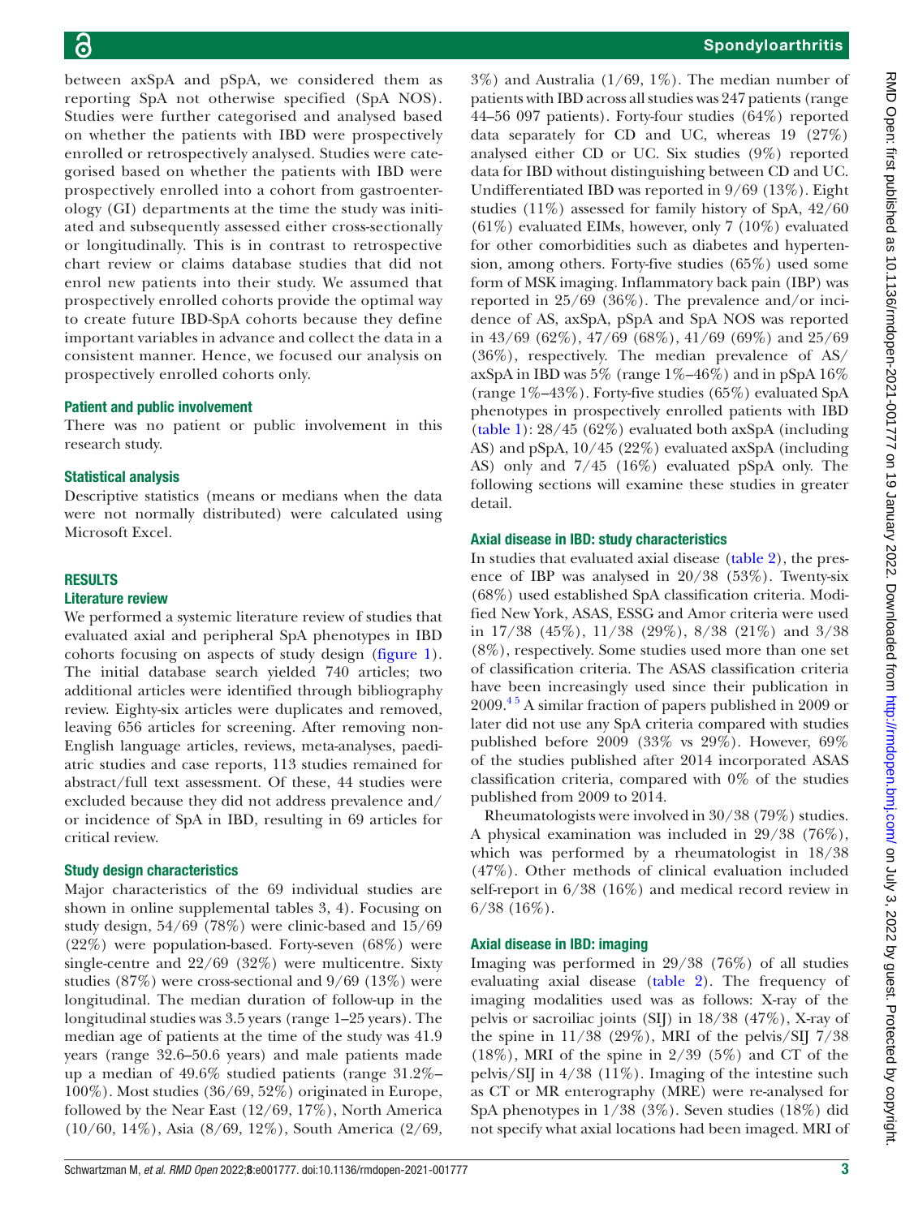between axSpA and pSpA, we considered them as reporting SpA not otherwise specified (SpA NOS). Studies were further categorised and analysed based on whether the patients with IBD were prospectively enrolled or retrospectively analysed. Studies were categorised based on whether the patients with IBD were prospectively enrolled into a cohort from gastroenterology (GI) departments at the time the study was initiated and subsequently assessed either cross-sectionally or longitudinally. This is in contrast to retrospective chart review or claims database studies that did not enrol new patients into their study. We assumed that prospectively enrolled cohorts provide the optimal way to create future IBD-SpA cohorts because they define important variables in advance and collect the data in a consistent manner. Hence, we focused our analysis on prospectively enrolled cohorts only.

### Patient and public involvement

There was no patient or public involvement in this research study.

### Statistical analysis

Descriptive statistics (means or medians when the data were not normally distributed) were calculated using Microsoft Excel.

## RESULTS

### Literature review

We performed a systemic literature review of studies that evaluated axial and peripheral SpA phenotypes in IBD cohorts focusing on aspects of study design (figure 1). The initial database search yielded 740 articles; two additional articles were identified through bibliography review. Eighty-six articles were duplicates and removed, leaving 656 articles for screening. After removing non-English language articles, reviews, meta-analyses, paediatric studies and case reports, 113 studies remained for abstract/full text assessment. Of these, 44 studies were excluded because they did not address prevalence and/or incidence of SpA in IBD, resulting in 69 articles for critical review.

### Study design characteristics

Major characteristics of the 69 individual studies are shown in online supplemental tables 3, 4). Focusing on study design, 54/69 (78%) were clinic-based and 15/69 (22%) were population-based. Forty-seven (68%) were single-centre and 22/69 (32%) were multicentre. Sixty studies (87%) were cross-sectional and 9/69 (13%) were longitudinal. The median duration of follow-up in the longitudinal studies was 3.5 years (range 1–25 years). The median age of patients at the time of the study was 41.9 years (range 32.6–50.6 years) and male patients made up a median of 49.6% studied patients (range 31.2%–100%). Most studies (36/69, 52%) originated in Europe, followed by the Near East (12/69, 17%), North America (10/60, 14%), Asia (8/69, 12%), South America (2/69, 3%) and Australia (1/69, 1%). The median number of patients with IBD across all studies was 247 patients (range 44–56 097 patients). Forty-four studies (64%) reported data separately for CD and UC, whereas 19 (27%) analysed either CD or UC. Six studies (9%) reported data for IBD without distinguishing between CD and UC. Undifferentiated IBD was reported in 9/69 (13%). Eight studies (11%) assessed for family history of SpA, 42/60 (61%) evaluated EIMs, however, only 7 (10%) evaluated for other comorbidities such as diabetes and hypertension, among others. Forty-five studies (65%) used some form of MSK imaging. Inflammatory back pain (IBP) was reported in 25/69 (36%). The prevalence and/or incidence of AS, axSpA, pSpA and SpA NOS was reported in 43/69 (62%), 47/69 (68%), 41/69 (69%) and 25/69 (36%), respectively. The median prevalence of AS/axSpA in IBD was 5% (range 1%–46%) and in pSpA 16% (range 1%–43%). Forty-five studies (65%) evaluated SpA phenotypes in prospectively enrolled patients with IBD (table 1): 28/45 (62%) evaluated both axSpA (including AS) and pSpA, 10/45 (22%) evaluated axSpA (including AS) only and 7/45 (16%) evaluated pSpA only. The following sections will examine these studies in greater detail.

### Axial disease in IBD: study characteristics

In studies that evaluated axial disease (table 2), the presence of IBP was analysed in 20/38 (53%). Twenty-six (68%) used established SpA classification criteria. Modified New York, ASAS, ESSG and Amor criteria were used in 17/38 (45%), 11/38 (29%), 8/38 (21%) and 3/38 (8%), respectively. Some studies used more than one set of classification criteria. The ASAS classification criteria have been increasingly used since their publication in 2009.[4,5] A similar fraction of papers published in 2009 or later did not use any SpA criteria compared with studies published before 2009 (33% vs 29%). However, 69% of the studies published after 2014 incorporated ASAS classification criteria, compared with 0% of the studies published from 2009 to 2014.

Rheumatologists were involved in 30/38 (79%) studies. A physical examination was included in 29/38 (76%), which was performed by a rheumatologist in 18/38 (47%). Other methods of clinical evaluation included self-report in 6/38 (16%) and medical record review in 6/38 (16%).

### Axial disease in IBD: imaging

Imaging was performed in 29/38 (76%) of all studies evaluating axial disease (table 2). The frequency of imaging modalities used was as follows: X-ray of the pelvis or sacroiliac joints (SIJ) in 18/38 (47%), X-ray of the spine in 11/38 (29%), MRI of the pelvis/SIJ 7/38 (18%), MRI of the spine in 2/39 (5%) and CT of the pelvis/SIJ in 4/38 (11%). Imaging of the intestine such as CT or MR enterography (MRE) were re-analysed for SpA phenotypes in 1/38 (3%). Seven studies (18%) did not specify what axial locations had been imaged. MRI of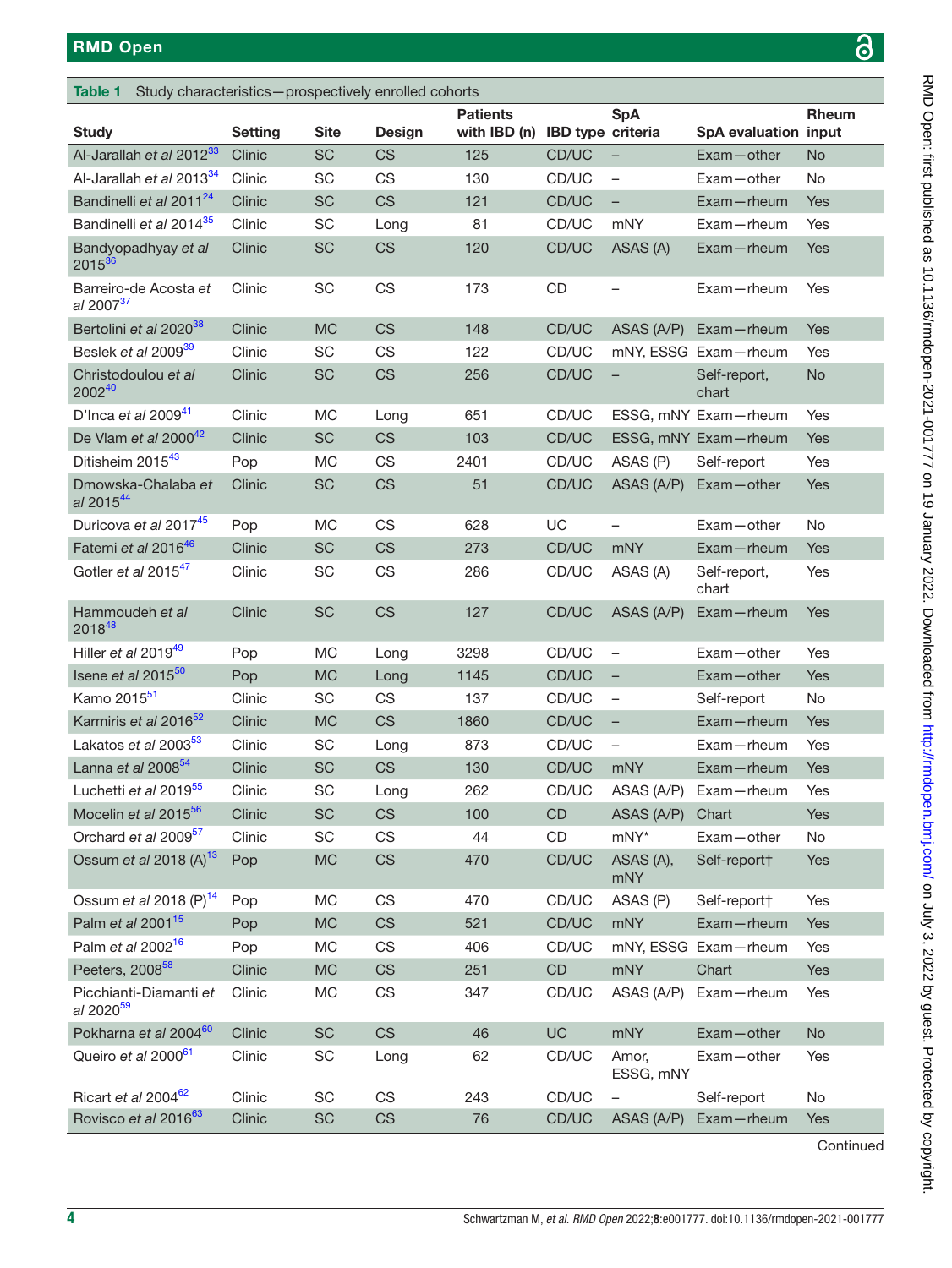**Table 1** Study characteristics—prospectively enrolled cohorts

| Study | Setting | Site | Design | Patients with IBD (n) | IBD type | SpA criteria | SpA evaluation | Rheum input |
|---|---|---|---|---|---|---|---|---|
| Al-Jarallah *et al* 2012[33] | Clinic | SC | CS | 125 | CD/UC | – | Exam—other | No |
| Al-Jarallah *et al* 2013[34] | Clinic | SC | CS | 130 | CD/UC | – | Exam—other | No |
| Bandinelli *et al* 2011[24] | Clinic | SC | CS | 121 | CD/UC | – | Exam—rheum | Yes |
| Bandinelli *et al* 2014[35] | Clinic | SC | Long | 81 | CD/UC | mNY | Exam—rheum | Yes |
| Bandyopadhyay *et al* 2015[36] | Clinic | SC | CS | 120 | CD/UC | ASAS (A) | Exam—rheum | Yes |
| Barreiro-de Acosta *et al* 2007[37] | Clinic | SC | CS | 173 | CD | – | Exam—rheum | Yes |
| Bertolini *et al* 2020[38] | Clinic | MC | CS | 148 | CD/UC | ASAS (A/P) | Exam—rheum | Yes |
| Beslek *et al* 2009[39] | Clinic | SC | CS | 122 | CD/UC | mNY, ESSG | Exam—rheum | Yes |
| Christodoulou *et al* 2002[40] | Clinic | SC | CS | 256 | CD/UC | – | Self-report, chart | No |
| D'Inca *et al* 2009[41] | Clinic | MC | Long | 651 | CD/UC | ESSG, mNY | Exam—rheum | Yes |
| De Vlam *et al* 2000[42] | Clinic | SC | CS | 103 | CD/UC | ESSG, mNY | Exam—rheum | Yes |
| Ditisheim 2015[43] | Pop | MC | CS | 2401 | CD/UC | ASAS (P) | Self-report | Yes |
| Dmowska-Chalaba *et al* 2015[44] | Clinic | SC | CS | 51 | CD/UC | ASAS (A/P) | Exam—other | Yes |
| Duricova *et al* 2017[45] | Pop | MC | CS | 628 | UC | – | Exam—other | No |
| Fatemi *et al* 2016[46] | Clinic | SC | CS | 273 | CD/UC | mNY | Exam—rheum | Yes |
| Gotler *et al* 2015[47] | Clinic | SC | CS | 286 | CD/UC | ASAS (A) | Self-report, chart | Yes |
| Hammoudeh *et al* 2018[48] | Clinic | SC | CS | 127 | CD/UC | ASAS (A/P) | Exam—rheum | Yes |
| Hiller *et al* 2019[49] | Pop | MC | Long | 3298 | CD/UC | – | Exam—other | Yes |
| Isene *et al* 2015[50] | Pop | MC | Long | 1145 | CD/UC | – | Exam—other | Yes |
| Kamo 2015[51] | Clinic | SC | CS | 137 | CD/UC | – | Self-report | No |
| Karmiris *et al* 2016[52] | Clinic | MC | CS | 1860 | CD/UC | – | Exam—rheum | Yes |
| Lakatos *et al* 2003[53] | Clinic | SC | Long | 873 | CD/UC | – | Exam—rheum | Yes |
| Lanna *et al* 2008[54] | Clinic | SC | CS | 130 | CD/UC | mNY | Exam—rheum | Yes |
| Luchetti *et al* 2019[55] | Clinic | SC | Long | 262 | CD/UC | ASAS (A/P) | Exam—rheum | Yes |
| Mocelin *et al* 2015[56] | Clinic | SC | CS | 100 | CD | ASAS (A/P) | Chart | Yes |
| Orchard *et al* 2009[57] | Clinic | SC | CS | 44 | CD | mNY* | Exam—other | No |
| Ossum *et al* 2018 (A)[13] | Pop | MC | CS | 470 | CD/UC | ASAS (A), mNY | Self-report† | Yes |
| Ossum *et al* 2018 (P)[14] | Pop | MC | CS | 470 | CD/UC | ASAS (P) | Self-report† | Yes |
| Palm *et al* 2001[15] | Pop | MC | CS | 521 | CD/UC | mNY | Exam—rheum | Yes |
| Palm *et al* 2002[16] | Pop | MC | CS | 406 | CD/UC | mNY, ESSG | Exam—rheum | Yes |
| Peeters, 2008[58] | Clinic | MC | CS | 251 | CD | mNY | Chart | Yes |
| Picchianti-Diamanti *et al* 2020[59] | Clinic | MC | CS | 347 | CD/UC | ASAS (A/P) | Exam—rheum | Yes |
| Pokharna *et al* 2004[60] | Clinic | SC | CS | 46 | UC | mNY | Exam—other | No |
| Queiro *et al* 2000[61] | Clinic | SC | Long | 62 | CD/UC | Amor, ESSG, mNY | Exam—other | Yes |
| Ricart *et al* 2004[62] | Clinic | SC | CS | 243 | CD/UC | – | Self-report | No |
| Rovisco *et al* 2016[63] | Clinic | SC | CS | 76 | CD/UC | ASAS (A/P) | Exam—rheum | Yes |

Continued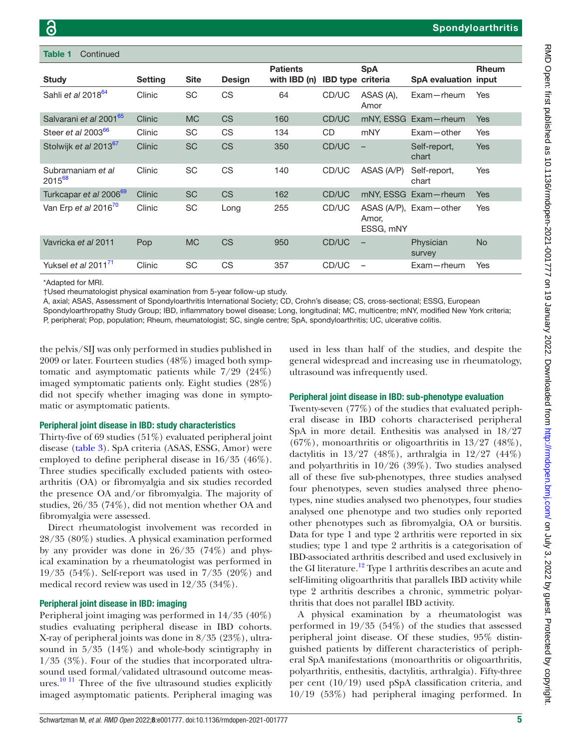**Table 1** Continued

| Study | Setting | Site | Design | Patients with IBD (n) | IBD type | SpA criteria | SpA evaluation | Rheum input |
|---|---|---|---|---|---|---|---|---|
| Sahli *et al* 2018[64] | Clinic | SC | CS | 64 | CD/UC | ASAS (A), Amor | Exam—rheum | Yes |
| Salvarani *et al* 2001[65] | Clinic | MC | CS | 160 | CD/UC | mNY, ESSG | Exam—rheum | Yes |
| Steer *et al* 2003[66] | Clinic | SC | CS | 134 | CD | mNY | Exam—other | Yes |
| Stolwijk *et al* 2013[67] | Clinic | SC | CS | 350 | CD/UC | – | Self-report, chart | Yes |
| Subramaniam *et al* 2015[68] | Clinic | SC | CS | 140 | CD/UC | ASAS (A/P) | Self-report, chart | Yes |
| Turkcapar *et al* 2006[69] | Clinic | SC | CS | 162 | CD/UC | mNY, ESSG | Exam—rheum | Yes |
| Van Erp *et al* 2016[70] | Clinic | SC | Long | 255 | CD/UC | ASAS (A/P), Amor, ESSG, mNY | Exam—other | Yes |
| Vavricka *et al* 2011 | Pop | MC | CS | 950 | CD/UC | – | Physician survey | No |
| Yuksel *et al* 2011[71] | Clinic | SC | CS | 357 | CD/UC | – | Exam—rheum | Yes |

*Adapted for MRI.
†Used rheumatologist physical examination from 5-year follow-up study.
A, axial; ASAS, Assessment of Spondyloarthritis International Society; CD, Crohn's disease; CS, cross-sectional; ESSG, European Spondyloarthropathy Study Group; IBD, inflammatory bowel disease; Long, longitudinal; MC, multicentre; mNY, modified New York criteria; P, peripheral; Pop, population; Rheum, rheumatologist; SC, single centre; SpA, spondyloarthritis; UC, ulcerative colitis.

the pelvis/SIJ was only performed in studies published in 2009 or later. Fourteen studies (48%) imaged both symptomatic and asymptomatic patients while 7/29 (24%) imaged symptomatic patients only. Eight studies (28%) did not specify whether imaging was done in symptomatic or asymptomatic patients.

### Peripheral joint disease in IBD: study characteristics

Thirty-five of 69 studies (51%) evaluated peripheral joint disease (table 3). SpA criteria (ASAS, ESSG, Amor) were employed to define peripheral disease in 16/35 (46%). Three studies specifically excluded patients with osteoarthritis (OA) or fibromyalgia and six studies recorded the presence OA and/or fibromyalgia. The majority of studies, 26/35 (74%), did not mention whether OA and fibromyalgia were assessed.

Direct rheumatologist involvement was recorded in 28/35 (80%) studies. A physical examination performed by any provider was done in 26/35 (74%) and physical examination by a rheumatologist was performed in 19/35 (54%). Self-report was used in 7/35 (20%) and medical record review was used in 12/35 (34%).

### Peripheral joint disease in IBD: imaging

Peripheral joint imaging was performed in 14/35 (40%) studies evaluating peripheral disease in IBD cohorts. X-ray of peripheral joints was done in 8/35 (23%), ultrasound in 5/35 (14%) and whole-body scintigraphy in 1/35 (3%). Four of the studies that incorporated ultrasound used formal/validated ultrasound outcome measures.[10,11] Three of the five ultrasound studies explicitly imaged asymptomatic patients. Peripheral imaging was used in less than half of the studies, and despite the general widespread and increasing use in rheumatology, ultrasound was infrequently used.

### Peripheral joint disease in IBD: sub-phenotype evaluation

Twenty-seven (77%) of the studies that evaluated peripheral disease in IBD cohorts characterised peripheral SpA in more detail. Enthesitis was analysed in 18/27 (67%), monoarthritis or oligoarthritis in 13/27 (48%), dactylitis in 13/27 (48%), arthralgia in 12/27 (44%) and polyarthritis in 10/26 (39%). Two studies analysed all of these five sub-phenotypes, three studies analysed four phenotypes, seven studies analysed three phenotypes, nine studies analysed two phenotypes, four studies analysed one phenotype and two studies only reported other phenotypes such as fibromyalgia, OA or bursitis. Data for type 1 and type 2 arthritis were reported in six studies; type 1 and type 2 arthritis is a categorisation of IBD-associated arthritis described and used exclusively in the GI literature.[12] Type 1 arthritis describes an acute and self-limiting oligoarthritis that parallels IBD activity while type 2 arthritis describes a chronic, symmetric polyarthritis that does not parallel IBD activity.

A physical examination by a rheumatologist was performed in 19/35 (54%) of the studies that assessed peripheral joint disease. Of these studies, 95% distinguished patients by different characteristics of peripheral SpA manifestations (monoarthritis or oligoarthritis, polyarthritis, enthesitis, dactylitis, arthralgia). Fifty-three per cent (10/19) used pSpA classification criteria, and 10/19 (53%) had peripheral imaging performed. In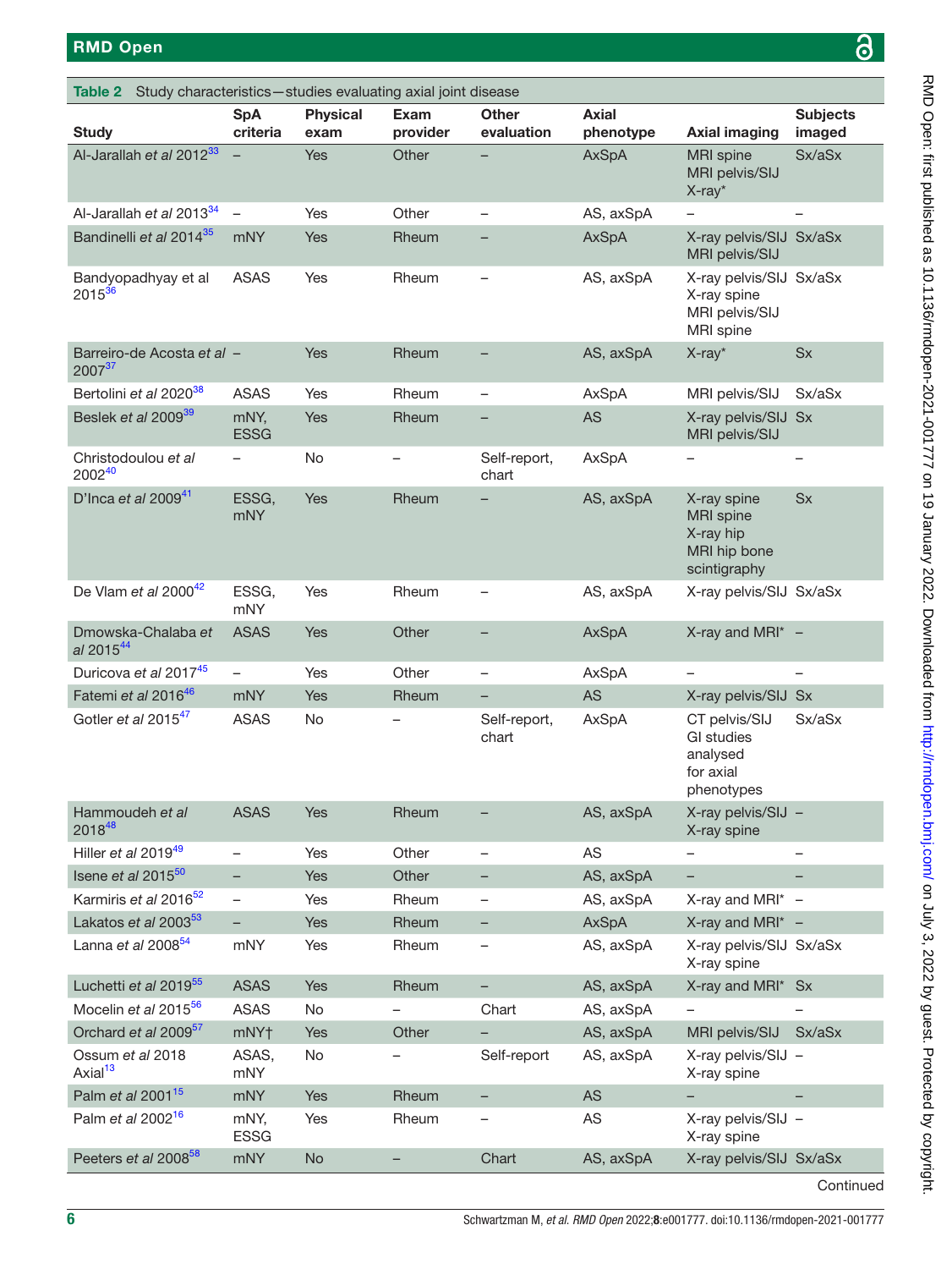**Table 2** Study characteristics—studies evaluating axial joint disease

| Study | SpA criteria | Physical exam | Exam provider | Other evaluation | Axial phenotype | Axial imaging | Subjects imaged |
|---|---|---|---|---|---|---|---|
| Al-Jarallah *et al* 2012[33] | – | Yes | Other | – | AxSpA | MRI spine<br>MRI pelvis/SIJ<br>X-ray* | Sx/aSx |
| Al-Jarallah *et al* 2013[34] | – | Yes | Other | – | AS, axSpA | – | – |
| Bandinelli *et al* 2014[35] | mNY | Yes | Rheum | – | AxSpA | X-ray pelvis/SIJ<br>MRI pelvis/SIJ | Sx/aSx |
| Bandyopadhyay et al 2015[36] | ASAS | Yes | Rheum | – | AS, axSpA | X-ray pelvis/SIJ<br>X-ray spine<br>MRI pelvis/SIJ<br>MRI spine | Sx/aSx |
| Barreiro-de Acosta *et al* 2007[37] | – | Yes | Rheum | – | AS, axSpA | X-ray* | Sx |
| Bertolini *et al* 2020[38] | ASAS | Yes | Rheum | – | AxSpA | MRI pelvis/SIJ | Sx/aSx |
| Beslek *et al* 2009[39] | mNY, ESSG | Yes | Rheum | – | AS | X-ray pelvis/SIJ<br>MRI pelvis/SIJ | Sx |
| Christodoulou *et al* 2002[40] | – | No | – | Self-report, chart | AxSpA | – | – |
| D'Inca *et al* 2009[41] | ESSG, mNY | Yes | Rheum | – | AS, axSpA | X-ray spine<br>MRI spine<br>X-ray hip<br>MRI hip bone scintigraphy | Sx |
| De Vlam *et al* 2000[42] | ESSG, mNY | Yes | Rheum | – | AS, axSpA | X-ray pelvis/SIJ | Sx/aSx |
| Dmowska-Chalaba *et al* 2015[44] | ASAS | Yes | Other | – | AxSpA | X-ray and MRI* | – |
| Duricova *et al* 2017[45] | – | Yes | Other | – | AxSpA | – | – |
| Fatemi *et al* 2016[46] | mNY | Yes | Rheum | – | AS | X-ray pelvis/SIJ | Sx |
| Gotler *et al* 2015[47] | ASAS | No | – | Self-report, chart | AxSpA | CT pelvis/SIJ<br>GI studies analysed for axial phenotypes | Sx/aSx |
| Hammoudeh *et al* 2018[48] | ASAS | Yes | Rheum | – | AS, axSpA | X-ray pelvis/SIJ<br>X-ray spine | – |
| Hiller *et al* 2019[49] | – | Yes | Other | – | AS | – | – |
| Isene *et al* 2015[50] | – | Yes | Other | – | AS, axSpA | – | – |
| Karmiris *et al* 2016[52] | – | Yes | Rheum | – | AS, axSpA | X-ray and MRI* | – |
| Lakatos *et al* 2003[53] | – | Yes | Rheum | – | AxSpA | X-ray and MRI* | – |
| Lanna *et al* 2008[54] | mNY | Yes | Rheum | – | AS, axSpA | X-ray pelvis/SIJ<br>X-ray spine | Sx/aSx |
| Luchetti *et al* 2019[55] | ASAS | Yes | Rheum | – | AS, axSpA | X-ray and MRI* | Sx |
| Mocelin *et al* 2015[56] | ASAS | No | – | Chart | AS, axSpA | – | – |
| Orchard *et al* 2009[57] | mNY† | Yes | Other | – | AS, axSpA | MRI pelvis/SIJ | Sx/aSx |
| Ossum *et al* 2018 Axial[13] | ASAS, mNY | No | – | Self-report | AS, axSpA | X-ray pelvis/SIJ<br>X-ray spine | – |
| Palm *et al* 2001[15] | mNY | Yes | Rheum | – | AS | – | – |
| Palm *et al* 2002[16] | mNY, ESSG | Yes | Rheum | – | AS | X-ray pelvis/SIJ<br>X-ray spine | – |
| Peeters *et al* 2008[58] | mNY | No | – | Chart | AS, axSpA | X-ray pelvis/SIJ | Sx/aSx |

Continued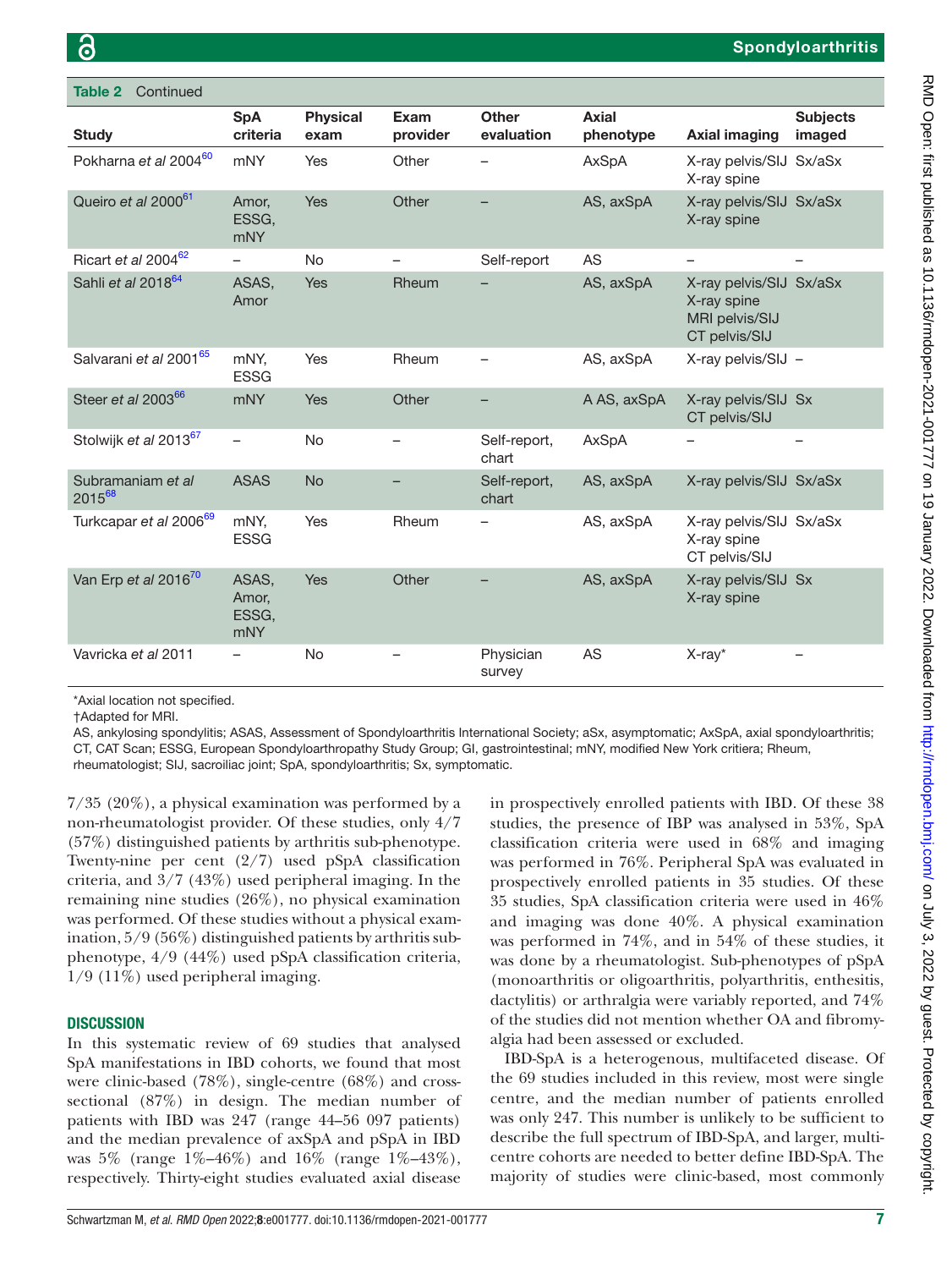**Table 2** Continued

| Study | SpA criteria | Physical exam | Exam provider | Other evaluation | Axial phenotype | Axial imaging | Subjects imaged |
|---|---|---|---|---|---|---|---|
| Pokharna *et al* 2004[60] | mNY | Yes | Other | – | AxSpA | X-ray pelvis/SIJ<br>X-ray spine | Sx/aSx |
| Queiro *et al* 2000[61] | Amor, ESSG, mNY | Yes | Other | – | AS, axSpA | X-ray pelvis/SIJ<br>X-ray spine | Sx/aSx |
| Ricart *et al* 2004[62] | – | No | – | Self-report | AS | – | – |
| Sahli *et al* 2018[64] | ASAS, Amor | Yes | Rheum | – | AS, axSpA | X-ray pelvis/SIJ<br>X-ray spine<br>MRI pelvis/SIJ<br>CT pelvis/SIJ | Sx/aSx |
| Salvarani *et al* 2001[65] | mNY, ESSG | Yes | Rheum | – | AS, axSpA | X-ray pelvis/SIJ | – |
| Steer *et al* 2003[66] | mNY | Yes | Other | – | A AS, axSpA | X-ray pelvis/SIJ<br>CT pelvis/SIJ | Sx |
| Stolwijk *et al* 2013[67] | – | No | – | Self-report, chart | AxSpA | – | – |
| Subramaniam *et al* 2015[68] | ASAS | No | – | Self-report, chart | AS, axSpA | X-ray pelvis/SIJ | Sx/aSx |
| Turkcapar *et al* 2006[69] | mNY, ESSG | Yes | Rheum | – | AS, axSpA | X-ray pelvis/SIJ<br>X-ray spine<br>CT pelvis/SIJ | Sx/aSx |
| Van Erp *et al* 2016[70] | ASAS, Amor, ESSG, mNY | Yes | Other | – | AS, axSpA | X-ray pelvis/SIJ<br>X-ray spine | Sx |
| Vavricka *et al* 2011 | – | No | – | Physician survey | AS | X-ray* | – |

*Axial location not specified.
†Adapted for MRI.
AS, ankylosing spondylitis; ASAS, Assessment of Spondyloarthritis International Society; aSx, asymptomatic; AxSpA, axial spondyloarthritis; CT, CAT Scan; ESSG, European Spondyloarthropathy Study Group; GI, gastrointestinal; mNY, modified New York critiera; Rheum, rheumatologist; SIJ, sacroiliac joint; SpA, spondyloarthritis; Sx, symptomatic.

7/35 (20%), a physical examination was performed by a non-rheumatologist provider. Of these studies, only 4/7 (57%) distinguished patients by arthritis sub-phenotype. Twenty-nine per cent (2/7) used pSpA classification criteria, and 3/7 (43%) used peripheral imaging. In the remaining nine studies (26%), no physical examination was performed. Of these studies without a physical examination, 5/9 (56%) distinguished patients by arthritis sub-phenotype, 4/9 (44%) used pSpA classification criteria, 1/9 (11%) used peripheral imaging.

## DISCUSSION

In this systematic review of 69 studies that analysed SpA manifestations in IBD cohorts, we found that most were clinic-based (78%), single-centre (68%) and cross-sectional (87%) in design. The median number of patients with IBD was 247 (range 44–56 097 patients) and the median prevalence of axSpA and pSpA in IBD was 5% (range 1%–46%) and 16% (range 1%–43%), respectively. Thirty-eight studies evaluated axial disease in prospectively enrolled patients with IBD. Of these 38 studies, the presence of IBP was analysed in 53%, SpA classification criteria were used in 68% and imaging was performed in 76%. Peripheral SpA was evaluated in prospectively enrolled patients in 35 studies. Of these 35 studies, SpA classification criteria were used in 46% and imaging was done 40%. A physical examination was performed in 74%, and in 54% of these studies, it was done by a rheumatologist. Sub-phenotypes of pSpA (monoarthritis or oligoarthritis, polyarthritis, enthesitis, dactylitis) or arthralgia were variably reported, and 74% of the studies did not mention whether OA and fibromyalgia had been assessed or excluded.

IBD-SpA is a heterogenous, multifaceted disease. Of the 69 studies included in this review, most were single centre, and the median number of patients enrolled was only 247. This number is unlikely to be sufficient to describe the full spectrum of IBD-SpA, and larger, multicentre cohorts are needed to better define IBD-SpA. The majority of studies were clinic-based, most commonly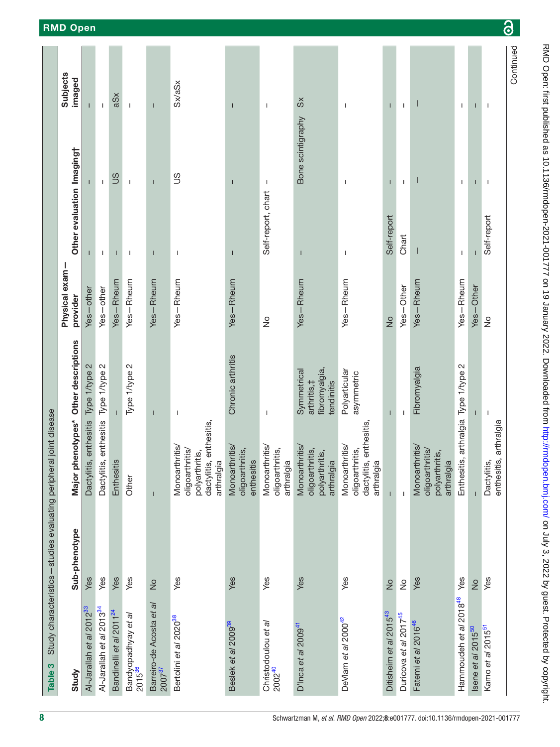**Table 3** Study characteristics—studies evaluating peripheral joint disease

| Study | Sub-phenotype | Major phenotypes* | Other descriptions | Physical exam—provider | Other evaluation | Imaging† | Subjects imaged |
|---|---|---|---|---|---|---|---|
| Al-Jarallah *et al* 2012[33] | Yes | Dactylitis, enthesitis | Type 1/type 2 | Yes—other | – | – | – |
| Al-Jarallah *et al* 2013[34] | Yes | Dactylitis, enthesitis | Type 1/type 2 | Yes—other | – | – | – |
| Bandinelli *et al* 2011[24] | Yes | Enthesitis | – | Yes—Rheum | – | US | aSx |
| Bandyopadhyay *et al* 2015[36] | Yes | Other | Type 1/type 2 | Yes—Rheum | – | – | – |
| Barreiro-de Acosta *et al* 2007[37] | No | – | – | Yes—Rheum | – | – | – |
| Bertolini *et al* 2020[38] | Yes | Monoarthritis/oligoarthritis/polyarthritis, dactylitis, enthesitis, arthralgia | – | Yes—Rheum | – | US | Sx/aSx |
| Beslek *et al* 2009[39] | Yes | Monoarthritis/oligoarthritis, enthesitis | Chronic arthritis | Yes—Rheum | – | – | – |
| Christodoulou *et al* 2002[40] | Yes | Monoarthritis/oligoarthritis, arthralgia | – | No | Self-report, chart | – | – |
| D'Inca *et al* 2009[41] | Yes | Monoarthritis/oligoarthritis, polyarthritis, arthralgia | Symmetrical arthritis,‡ fibromyalgia, tendinitis | Yes—Rheum | – | Bone scintigraphy | Sx |
| DeVlam *et al* 2000[42] | Yes | Monoarthritis/oligoarthritis, dactylitis, enthesitis, arthralgia | Polyarticular asymmetric | Yes—Rheum | – | – | – |
| Ditisheim *et al* 2015[43] | No | – | – | No | Self-report | – | – |
| Duricova *et al* 2017[45] | No | – | – | Yes—Other | Chart | – | – |
| Fatemi *et al* 2016[46] | Yes | Monoarthritis/oligoarthritis/polyarthritis, arthralgia | Fibromyalgia | Yes—Rheum | – | – | – |
| Hammoudeh *et al* 2018[48] | Yes | Enthesitis, arthralgia | Type 1/type 2 | Yes—Rheum | – | – | – |
| Isene *et al* 2015[50] | No | – | – | Yes—Other | – | – | – |
| Kamo *et al* 2015[51] | Yes | Dactylitis, enthesitis, arthralgia | – | No | Self-report | – | – |

Continued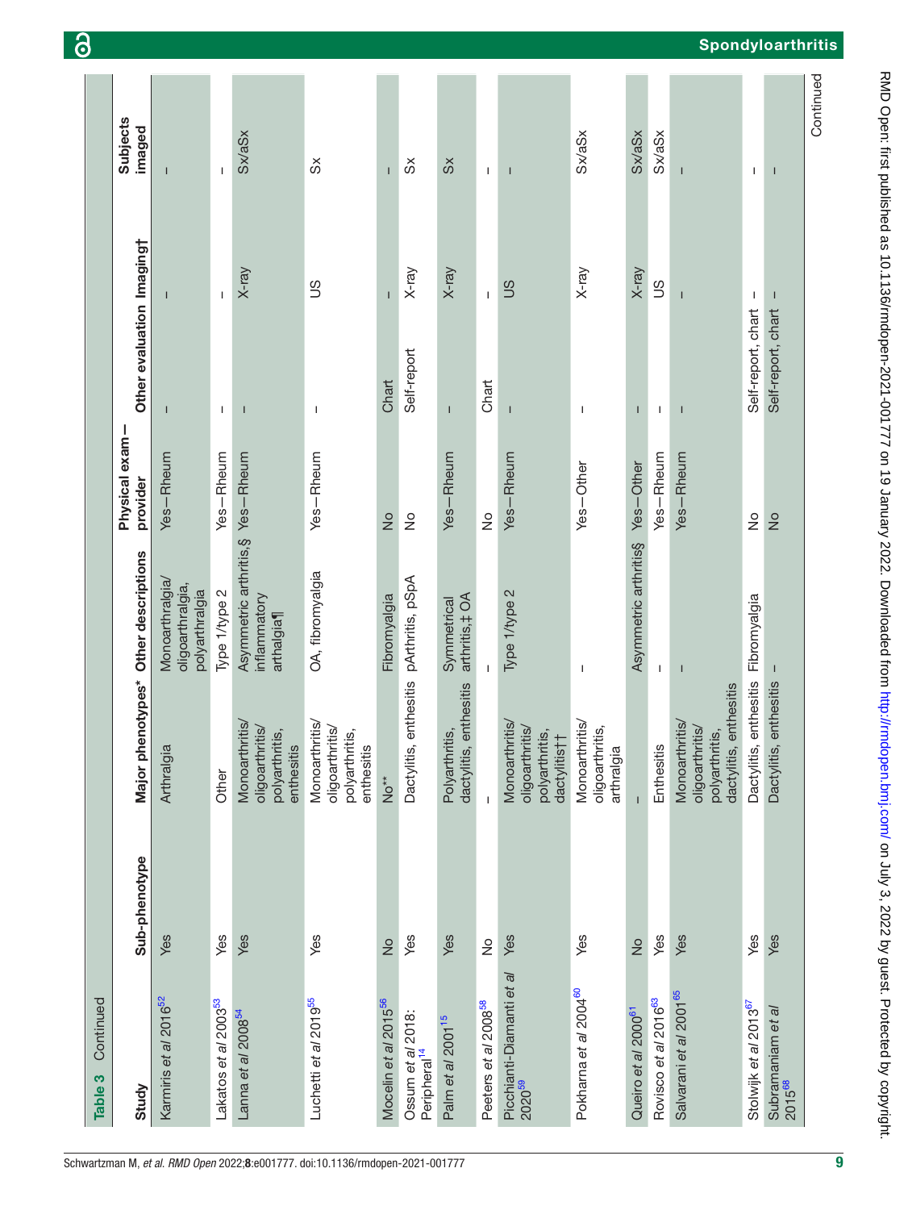**Table 3** Continued

| Study | Sub-phenotype | Major phenotypes* | Other descriptions | Physical exam—provider | Other evaluation | Imaging† | Subjects imaged |
|---|---|---|---|---|---|---|---|
| Karmiris *et al* 2016[52] | Yes | Arthralgia | Monoarthralgia/oligoarthralgia, polyarthralgia | Yes—Rheum | – | – | – |
| Lakatos *et al* 2003[53] | Yes | Other | Type 1/type 2 | Yes—Rheum | – | – | – |
| Lanna *et al* 2008[54] | Yes | Monoarthritis/oligoarthritis/polyarthritis, enthesitis | Asymmetric arthritis,§ inflammatory arthalgia¶ | Yes—Rheum | – | X-ray | Sx/aSx |
| Luchetti *et al* 2019[55] | Yes | Monoarthritis/oligoarthritis/polyarthritis, enthesitis | OA, fibromyalgia | Yes—Rheum | – | US | Sx |
| Mocelin *et al* 2015[56] | No | No** | Fibromyalgia | No | Chart | – | – |
| Ossum *et al* 2018: Peripheral[14] | Yes | Dactylitis, enthesitis | pArthritis, pSpA | No | Self-report | X-ray | Sx |
| Palm *et al* 2001[15] | Yes | Polyarthritis, dactylitis, enthesitis | Symmetrical arthritis,‡ OA | Yes—Rheum | – | X-ray | Sx |
| Peeters *et al* 2008[58] | No | – | – | No | Chart | – | – |
| Picchianti-Diamanti *et al* 2020[59] | Yes | Monoarthritis/oligoarthritis/polyarthritis, dactylitis†† | Type 1/type 2 | Yes—Rheum | – | US | – |
| Pokharna *et al* 2004[60] | Yes | Monoarthritis/oligoarthritis, arthralgia | – | Yes—Other | – | X-ray | Sx/aSx |
| Queiro *et al* 2000[61] | No | – | Asymmetric arthritis§ | Yes—Other | – | X-ray | Sx/aSx |
| Rovisco *et al* 2016[63] | Yes | Enthesitis | – | Yes—Rheum | – | US | Sx/aSx |
| Salvarani *et al* 2001[65] | Yes | Monoarthritis/oligoarthritis/polyarthritis, dactylitis, enthesitis | – | Yes—Rheum | – | – | – |
| Stolwijk *et al* 2013[67] | Yes | Dactylitis, enthesitis | Fibromyalgia | No | Self-report, chart | – | – |
| Subramaniam *et al* 2015[68] | Yes | Dactylitis, enthesitis | – | No | Self-report, chart | – | – |

Continued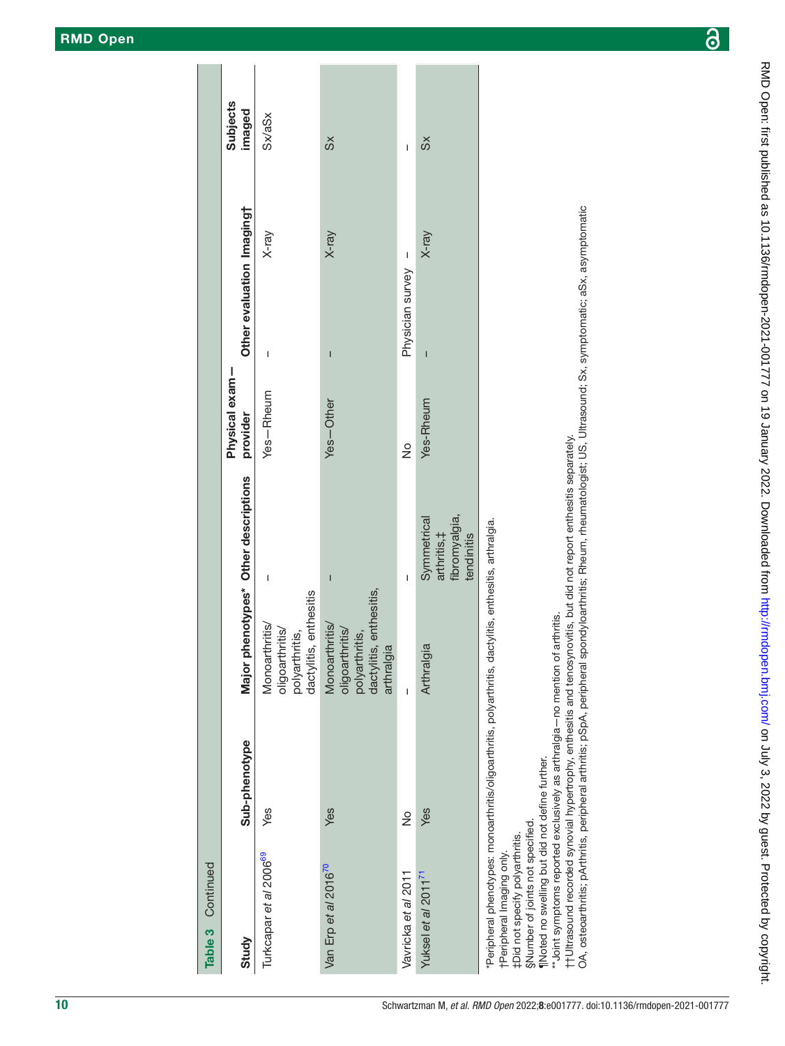**Table 3** Continued

| Study | Sub-phenotype | Major phenotypes* | Other descriptions | Physical exam – provider | Other evaluation | Imaging† | Subjects imaged |
|---|---|---|---|---|---|---|---|
| Turkcapar *et al* 2006[69] | Yes | Monoarthritis/ oligoarthritis/ polyarthritis, dactylitis, enthesitis | – | Yes – Rheum | – | X-ray | Sx/aSx |
| Van Erp *et al* 2016[70] | Yes | Monoarthritis/ oligoarthritis/ polyarthritis, dactylitis, enthesitis, arthralgia | – | Yes – Other | – | X-ray | Sx |
| Vavricka *et al* 2011 | No | – | – | No | Physician survey | – | – |
| Yuksel *et al* 2011[71] | Yes | Arthralgia | Symmetrical arthritis,‡ fibromyalgia, tendinitis | Yes-Rheum | – | X-ray | Sx |

*Peripheral phenotypes: monoarthritis/oligoarthritis, polyarthritis, dactylitis, enthesitis, arthralgia.
†Peripheral Imaging only.
‡Did not specify polyarthritis.
§Number of joints not specified.
¶Noted no swelling but did not define further.
** Joint symptoms reported exclusively as arthralgia – no mention of arthritis.
††Ultrasound recorded synovial hypertrophy, enthesitis and tenosynovitis, but did not report enthesitis separately.
OA, osteoarthritis; pArthritis, peripheral arthritis; pSpA, peripheral spondyloarthritis; Rheum, rheumatologist; US, Ultrasound; Sx, symptomatic; aSx, asymptomatic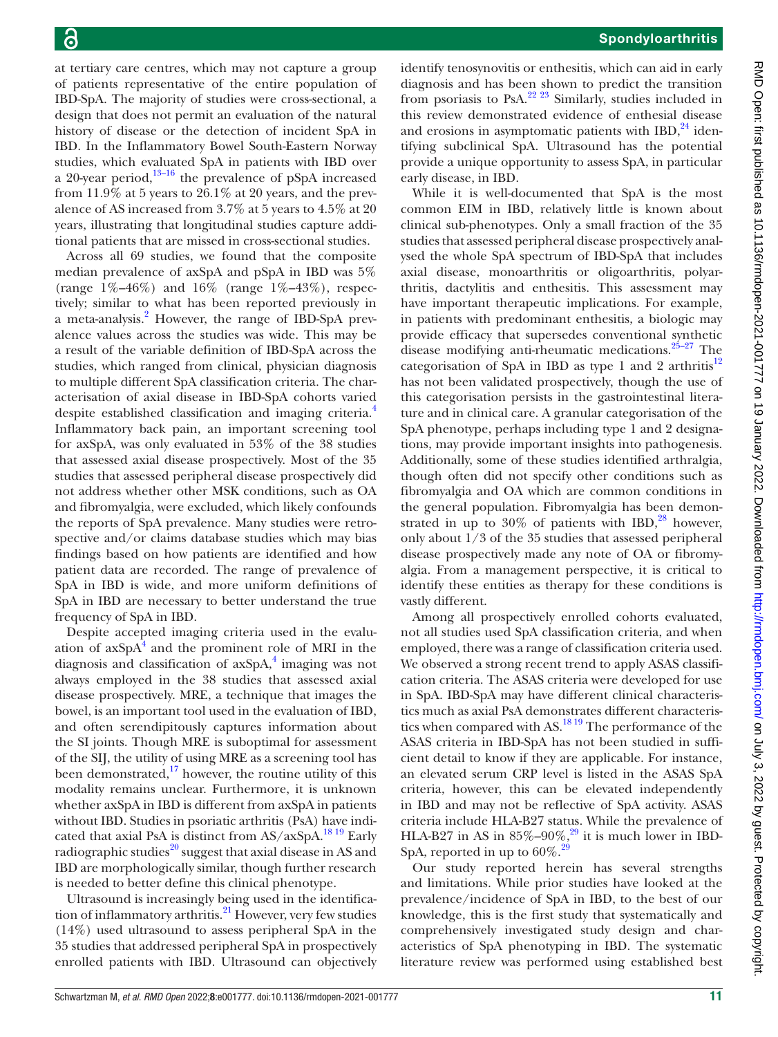at tertiary care centres, which may not capture a group of patients representative of the entire population of IBD-SpA. The majority of studies were cross-sectional, a design that does not permit an evaluation of the natural history of disease or the detection of incident SpA in IBD. In the Inflammatory Bowel South-Eastern Norway studies, which evaluated SpA in patients with IBD over a 20-year period,[13–16] the prevalence of pSpA increased from 11.9% at 5 years to 26.1% at 20 years, and the prevalence of AS increased from 3.7% at 5 years to 4.5% at 20 years, illustrating that longitudinal studies capture additional patients that are missed in cross-sectional studies.

Across all 69 studies, we found that the composite median prevalence of axSpA and pSpA in IBD was 5% (range 1%–46%) and 16% (range 1%–43%), respectively; similar to what has been reported previously in a meta-analysis.[2] However, the range of IBD-SpA prevalence values across the studies was wide. This may be a result of the variable definition of IBD-SpA across the studies, which ranged from clinical, physician diagnosis to multiple different SpA classification criteria. The characterisation of axial disease in IBD-SpA cohorts varied despite established classification and imaging criteria.[4] Inflammatory back pain, an important screening tool for axSpA, was only evaluated in 53% of the 38 studies that assessed axial disease prospectively. Most of the 35 studies that assessed peripheral disease prospectively did not address whether other MSK conditions, such as OA and fibromyalgia, were excluded, which likely confounds the reports of SpA prevalence. Many studies were retrospective and/or claims database studies which may bias findings based on how patients are identified and how patient data are recorded. The range of prevalence of SpA in IBD is wide, and more uniform definitions of SpA in IBD are necessary to better understand the true frequency of SpA in IBD.

Despite accepted imaging criteria used in the evaluation of axSpA[4] and the prominent role of MRI in the diagnosis and classification of axSpA,[4] imaging was not always employed in the 38 studies that assessed axial disease prospectively. MRE, a technique that images the bowel, is an important tool used in the evaluation of IBD, and often serendipitously captures information about the SI joints. Though MRE is suboptimal for assessment of the SIJ, the utility of using MRE as a screening tool has been demonstrated,[17] however, the routine utility of this modality remains unclear. Furthermore, it is unknown whether axSpA in IBD is different from axSpA in patients without IBD. Studies in psoriatic arthritis (PsA) have indicated that axial PsA is distinct from AS/axSpA.[18 19] Early radiographic studies[20] suggest that axial disease in AS and IBD are morphologically similar, though further research is needed to better define this clinical phenotype.

Ultrasound is increasingly being used in the identification of inflammatory arthritis.[21] However, very few studies (14%) used ultrasound to assess peripheral SpA in the 35 studies that addressed peripheral SpA in prospectively enrolled patients with IBD. Ultrasound can objectively identify tenosynovitis or enthesitis, which can aid in early diagnosis and has been shown to predict the transition from psoriasis to PsA.[22 23] Similarly, studies included in this review demonstrated evidence of enthesial disease and erosions in asymptomatic patients with IBD,[24] identifying subclinical SpA. Ultrasound has the potential provide a unique opportunity to assess SpA, in particular early disease, in IBD.

While it is well-documented that SpA is the most common EIM in IBD, relatively little is known about clinical sub-phenotypes. Only a small fraction of the 35 studies that assessed peripheral disease prospectively analysed the whole SpA spectrum of IBD-SpA that includes axial disease, monoarthritis or oligoarthritis, polyarthritis, dactylitis and enthesitis. This assessment may have important therapeutic implications. For example, in patients with predominant enthesitis, a biologic may provide efficacy that supersedes conventional synthetic disease modifying anti-rheumatic medications.[25–27] The categorisation of SpA in IBD as type 1 and 2 arthritis[12] has not been validated prospectively, though the use of this categorisation persists in the gastrointestinal literature and in clinical care. A granular categorisation of the SpA phenotype, perhaps including type 1 and 2 designations, may provide important insights into pathogenesis. Additionally, some of these studies identified arthralgia, though often did not specify other conditions such as fibromyalgia and OA which are common conditions in the general population. Fibromyalgia has been demonstrated in up to 30% of patients with IBD,[28] however, only about 1/3 of the 35 studies that assessed peripheral disease prospectively made any note of OA or fibromyalgia. From a management perspective, it is critical to identify these entities as therapy for these conditions is vastly different.

Among all prospectively enrolled cohorts evaluated, not all studies used SpA classification criteria, and when employed, there was a range of classification criteria used. We observed a strong recent trend to apply ASAS classification criteria. The ASAS criteria were developed for use in SpA. IBD-SpA may have different clinical characteristics much as axial PsA demonstrates different characteristics when compared with AS.[18 19] The performance of the ASAS criteria in IBD-SpA has not been studied in sufficient detail to know if they are applicable. For instance, an elevated serum CRP level is listed in the ASAS SpA criteria, however, this can be elevated independently in IBD and may not be reflective of SpA activity. ASAS criteria include HLA-B27 status. While the prevalence of HLA-B27 in AS in 85%–90%,[29] it is much lower in IBD-SpA, reported in up to 60%.[29]

Our study reported herein has several strengths and limitations. While prior studies have looked at the prevalence/incidence of SpA in IBD, to the best of our knowledge, this is the first study that systematically and comprehensively investigated study design and characteristics of SpA phenotyping in IBD. The systematic literature review was performed using established best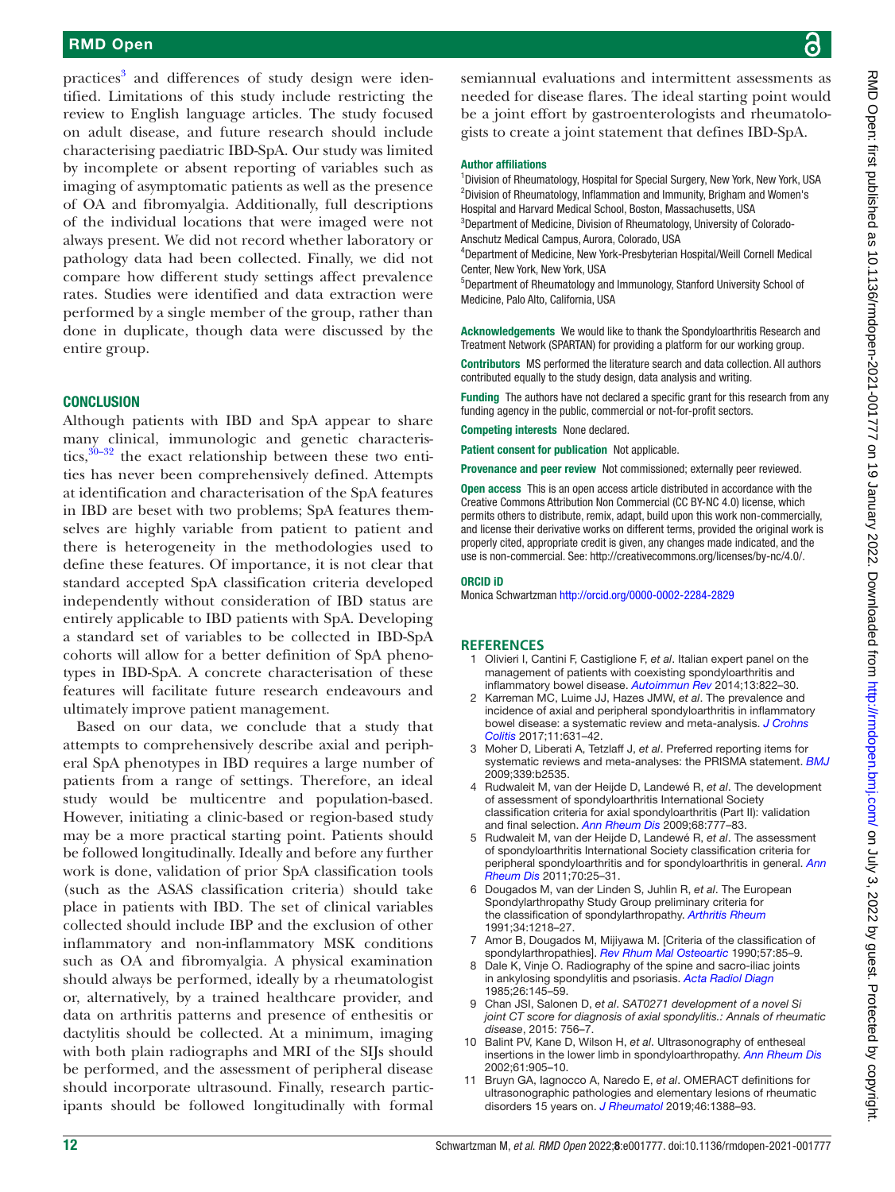practices[3] and differences of study design were identified. Limitations of this study include restricting the review to English language articles. The study focused on adult disease, and future research should include characterising paediatric IBD-SpA. Our study was limited by incomplete or absent reporting of variables such as imaging of asymptomatic patients as well as the presence of OA and fibromyalgia. Additionally, full descriptions of the individual locations that were imaged were not always present. We did not record whether laboratory or pathology data had been collected. Finally, we did not compare how different study settings affect prevalence rates. Studies were identified and data extraction were performed by a single member of the group, rather than done in duplicate, though data were discussed by the entire group.

## CONCLUSION

Although patients with IBD and SpA appear to share many clinical, immunologic and genetic characteristics,[30–32] the exact relationship between these two entities has never been comprehensively defined. Attempts at identification and characterisation of the SpA features in IBD are beset with two problems; SpA features themselves are highly variable from patient to patient and there is heterogeneity in the methodologies used to define these features. Of importance, it is not clear that standard accepted SpA classification criteria developed independently without consideration of IBD status are entirely applicable to IBD patients with SpA. Developing a standard set of variables to be collected in IBD-SpA cohorts will allow for a better definition of SpA phenotypes in IBD-SpA. A concrete characterisation of these features will facilitate future research endeavours and ultimately improve patient management.

Based on our data, we conclude that a study that attempts to comprehensively describe axial and peripheral SpA phenotypes in IBD requires a large number of patients from a range of settings. Therefore, an ideal study would be multicentre and population-based. However, initiating a clinic-based or region-based study may be a more practical starting point. Patients should be followed longitudinally. Ideally and before any further work is done, validation of prior SpA classification tools (such as the ASAS classification criteria) should take place in patients with IBD. The set of clinical variables collected should include IBP and the exclusion of other inflammatory and non-inflammatory MSK conditions such as OA and fibromyalgia. A physical examination should always be performed, ideally by a rheumatologist or, alternatively, by a trained healthcare provider, and data on arthritis patterns and presence of enthesitis or dactylitis should be collected. At a minimum, imaging with both plain radiographs and MRI of the SIJs should be performed, and the assessment of peripheral disease should incorporate ultrasound. Finally, research participants should be followed longitudinally with formal semiannual evaluations and intermittent assessments as needed for disease flares. The ideal starting point would be a joint effort by gastroenterologists and rheumatologists to create a joint statement that defines IBD-SpA.

**Author affiliations**

[1]Division of Rheumatology, Hospital for Special Surgery, New York, New York, USA
[2]Division of Rheumatology, Inflammation and Immunity, Brigham and Women's Hospital and Harvard Medical School, Boston, Massachusetts, USA
[3]Department of Medicine, Division of Rheumatology, University of Colorado-Anschutz Medical Campus, Aurora, Colorado, USA
[4]Department of Medicine, New York-Presbyterian Hospital/Weill Cornell Medical Center, New York, New York, USA
[5]Department of Rheumatology and Immunology, Stanford University School of Medicine, Palo Alto, California, USA

**Acknowledgements** We would like to thank the Spondyloarthritis Research and Treatment Network (SPARTAN) for providing a platform for our working group.

**Contributors** MS performed the literature search and data collection. All authors contributed equally to the study design, data analysis and writing.

**Funding** The authors have not declared a specific grant for this research from any funding agency in the public, commercial or not-for-profit sectors.

**Competing interests** None declared.

**Patient consent for publication** Not applicable.

**Provenance and peer review** Not commissioned; externally peer reviewed.

**Open access** This is an open access article distributed in accordance with the Creative Commons Attribution Non Commercial (CC BY-NC 4.0) license, which permits others to distribute, remix, adapt, build upon this work non-commercially, and license their derivative works on different terms, provided the original work is properly cited, appropriate credit is given, any changes made indicated, and the use is non-commercial. See: http://creativecommons.org/licenses/by-nc/4.0/.

**ORCID iD**

Monica Schwartzman http://orcid.org/0000-0002-2284-2829

## REFERENCES

1. Olivieri I, Cantini F, Castiglione F, *et al*. Italian expert panel on the management of patients with coexisting spondyloarthritis and inflammatory bowel disease. *Autoimmun Rev* 2014;13:822–30.
2. Karreman MC, Luime JJ, Hazes JMW, *et al*. The prevalence and incidence of axial and peripheral spondyloarthritis in inflammatory bowel disease: a systematic review and meta-analysis. *J Crohns Colitis* 2017;11:631–42.
3. Moher D, Liberati A, Tetzlaff J, *et al*. Preferred reporting items for systematic reviews and meta-analyses: the PRISMA statement. *BMJ* 2009;339:b2535.
4. Rudwaleit M, van der Heijde D, Landewé R, *et al*. The development of assessment of spondyloarthritis International Society classification criteria for axial spondyloarthritis (Part II): validation and final selection. *Ann Rheum Dis* 2009;68:777–83.
5. Rudwaleit M, van der Heijde D, Landewé R, *et al*. The assessment of spondyloarthritis International Society classification criteria for peripheral spondyloarthritis and for spondyloarthritis in general. *Ann Rheum Dis* 2011;70:25–31.
6. Dougados M, van der Linden S, Juhlin R, *et al*. The European Spondylarthropathy Study Group preliminary criteria for the classification of spondylarthropathy. *Arthritis Rheum* 1991;34:1218–27.
7. Amor B, Dougados M, Mijiyawa M. [Criteria of the classification of spondylarthropathies]. *Rev Rhum Mal Osteoartic* 1990;57:85–9.
8. Dale K, Vinje O. Radiography of the spine and sacro-iliac joints in ankylosing spondylitis and psoriasis. *Acta Radiol Diagn* 1985;26:145–59.
9. Chan JSI, Salonen D, *et al*. *SAT0271 development of a novel Si joint CT score for diagnosis of axial spondylitis.: Annals of rheumatic disease*, 2015: 756–7.
10. Balint PV, Kane D, Wilson H, *et al*. Ultrasonography of entheseal insertions in the lower limb in spondyloarthropathy. *Ann Rheum Dis* 2002;61:905–10.
11. Bruyn GA, Iagnocco A, Naredo E, *et al*. OMERACT definitions for ultrasonographic pathologies and elementary lesions of rheumatic disorders 15 years on. *J Rheumatol* 2019;46:1388–93.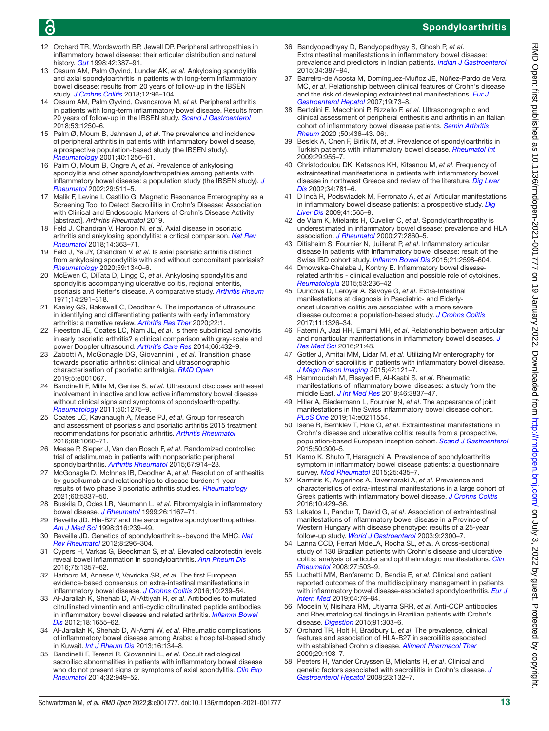12 Orchard TR, Wordsworth BP, Jewell DP. Peripheral arthropathies in inflammatory bowel disease: their articular distribution and natural history. *Gut* 1998;42:387–91.

13 Ossum AM, Palm Øyvind, Lunder AK, *et al*. Ankylosing spondylitis and axial spondyloarthritis in patients with long-term inflammatory bowel disease: results from 20 years of follow-up in the IBSEN study. *J Crohns Colitis* 2018;12:96–104.

14 Ossum AM, Palm Øyvind, Cvancarova M, *et al*. Peripheral arthritis in patients with long-term inflammatory bowel disease. Results from 20 years of follow-up in the IBSEN study. *Scand J Gastroenterol* 2018;53:1250–6.

15 Palm Ø, Moum B, Jahnsen J, *et al*. The prevalence and incidence of peripheral arthritis in patients with inflammatory bowel disease, a prospective population-based study (the IBSEN study). *Rheumatology* 2001;40:1256–61.

16 Palm O, Moum B, Ongre A, *et al*. Prevalence of ankylosing spondylitis and other spondyloarthropathies among patients with inflammatory bowel disease: a population study (the IBSEN study). *J Rheumatol* 2002;29:511–5.

17 Malik F, Levine I, Castillo G. Magnetic Resonance Enterography as a Screening Tool to Detect Sacroiliitis in Crohn's Disease: Association with Clinical and Endoscopic Markers of Crohn's Disease Activity [abstract]. *Arthritis Rheumatol* 2019.

18 Feld J, Chandran V, Haroon N, *et al*. Axial disease in psoriatic arthritis and ankylosing spondylitis: a critical comparison. *Nat Rev Rheumatol* 2018;14:363–71.

19 Feld J, Ye JY, Chandran V, *et al*. Is axial psoriatic arthritis distinct from ankylosing spondylitis with and without concomitant psoriasis? *Rheumatology* 2020;59:1340–6.

20 McEwen C, DiTata D, Lingg C, *et al*. Ankylosing spondylitis and spondylitis accompanying ulcerative colitis, regional enteritis, psoriasis and Reiter's disease. A comparative study. *Arthritis Rheum* 1971;14:291–318.

21 Kaeley GS, Bakewell C, Deodhar A. The importance of ultrasound in identifying and differentiating patients with early inflammatory arthritis: a narrative review. *Arthritis Res Ther* 2020;22:1.

22 Freeston JE, Coates LC, Nam JL, *et al*. Is there subclinical synovitis in early psoriatic arthritis? a clinical comparison with gray-scale and power Doppler ultrasound. *Arthritis Care Res* 2014;66:432–9.

23 Zabotti A, McGonagle DG, Giovannini I, *et al*. Transition phase towards psoriatic arthritis: clinical and ultrasonographic characterisation of psoriatic arthralgia. *RMD Open* 2019;5:e001067.

24 Bandinelli F, Milla M, Genise S, *et al*. Ultrasound discloses entheseal involvement in inactive and low active inflammatory bowel disease without clinical signs and symptoms of spondyloarthropathy. *Rheumatology* 2011;50:1275–9.

25 Coates LC, Kavanaugh A, Mease PJ, *et al*. Group for research and assessment of psoriasis and psoriatic arthritis 2015 treatment recommendations for psoriatic arthritis. *Arthritis Rheumatol* 2016;68:1060–71.

26 Mease P, Sieper J, Van den Bosch F, *et al*. Randomized controlled trial of adalimumab in patients with nonpsoriatic peripheral spondyloarthritis. *Arthritis Rheumatol* 2015;67:914–23.

27 McGonagle D, McInnes IB, Deodhar A, *et al*. Resolution of enthesitis by guselkumab and relationships to disease burden: 1-year results of two phase 3 psoriatic arthritis studies. *Rheumatology* 2021;60:5337–50.

28 Buskila D, Odes LR, Neumann L, *et al*. Fibromyalgia in inflammatory bowel disease. *J Rheumatol* 1999;26:1167–71.

29 Reveille JD. Hla-B27 and the seronegative spondyloarthropathies. *Am J Med Sci* 1998;316:239–49.

30 Reveille JD. Genetics of spondyloarthritis--beyond the MHC. *Nat Rev Rheumatol* 2012;8:296–304.

31 Cypers H, Varkas G, Beeckman S, *et al*. Elevated calprotectin levels reveal bowel inflammation in spondyloarthritis. *Ann Rheum Dis* 2016;75:1357–62.

32 Harbord M, Annese V, Vavricka SR, *et al*. The first European evidence-based consensus on extra-intestinal manifestations in inflammatory bowel disease. *J Crohns Colitis* 2016;10:239–54.

33 Al-Jarallah K, Shehab D, Al-Attiyah R, *et al*. Antibodies to mutated citrullinated vimentin and anti-cyclic citrullinated peptide antibodies in inflammatory bowel disease and related arthritis. *Inflamm Bowel Dis* 2012;18:1655–62.

34 Al-Jarallah K, Shehab D, Al-Azmi W, *et al*. Rheumatic complications of inflammatory bowel disease among Arabs: a hospital-based study in Kuwait. *Int J Rheum Dis* 2013;16:134–8.

35 Bandinelli F, Terenzi R, Giovannini L, *et al*. Occult radiological sacroiliac abnormalities in patients with inflammatory bowel disease who do not present signs or symptoms of axial spondylitis. *Clin Exp Rheumatol* 2014;32:949–52.

36 Bandyopadhyay D, Bandyopadhyay S, Ghosh P, *et al*. Extraintestinal manifestations in inflammatory bowel disease: prevalence and predictors in Indian patients. *Indian J Gastroenterol* 2015;34:387–94.

37 Barreiro-de Acosta M, Domínguez-Muñoz JE, Núñez-Pardo de Vera MC, *et al*. Relationship between clinical features of Crohn's disease and the risk of developing extraintestinal manifestations. *Eur J Gastroenterol Hepatol* 2007;19:73–8.

38 Bertolini E, Macchioni P, Rizzello F, *et al*. Ultrasonographic and clinical assessment of peripheral enthesitis and arthritis in an Italian cohort of inflammatory bowel disease patients. *Semin Arthritis Rheum* 2020 ;50:436–43. 06;.

39 Beslek A, Onen F, Birlik M, *et al*. Prevalence of spondyloarthritis in Turkish patients with inflammatory bowel disease. *Rheumatol Int* 2009;29:955–7.

40 Christodoulou DK, Katsanos KH, Kitsanou M, *et al*. Frequency of extraintestinal manifestations in patients with inflammatory bowel disease in northwest Greece and review of the literature. *Dig Liver Dis* 2002;34:781–6.

41 D'Incà R, Podswiadek M, Ferronato A, *et al*. Articular manifestations in inflammatory bowel disease patients: a prospective study. *Dig Liver Dis* 2009;41:565–9.

42 de Vlam K, Mielants H, Cuvelier C, *et al*. Spondyloarthropathy is underestimated in inflammatory bowel disease: prevalence and HLA association. *J Rheumatol* 2000;27:2860–5.

43 Ditisheim S, Fournier N, Juillerat P, *et al*. Inflammatory articular disease in patients with inflammatory bowel disease: result of the Swiss IBD cohort study. *Inflamm Bowel Dis* 2015;21:2598–604.

44 Dmowska-Chalaba J, Kontny E. Inflammatory bowel disease-related arthritis - clinical evaluation and possible role of cytokines. *Reumatologia* 2015;53:236–42.

45 Duricova D, Leroyer A, Savoye G, *et al*. Extra-Intestinal manifestations at diagnosis in Paediatric- and Elderly-onset ulcerative colitis are associated with a more severe disease outcome: a population-based study. *J Crohns Colitis* 2017;11:1326–34.

46 Fatemi A, Jazi HH, Emami MH, *et al*. Relationship between articular and nonarticular manifestations in inflammatory bowel diseases. *J Res Med Sci* 2016;21:48.

47 Gotler J, Amitai MM, Lidar M, *et al*. Utilizing Mr enterography for detection of sacroiliitis in patients with inflammatory bowel disease. *J Magn Reson Imaging* 2015;42:121–7.

48 Hammoudeh M, Elsayed E, Al-Kaabi S, *et al*. Rheumatic manifestations of inflammatory bowel diseases: a study from the middle East. *J Int Med Res* 2018;46:3837–47.

49 Hiller A, Biedermann L, Fournier N, *et al*. The appearance of joint manifestations in the Swiss inflammatory bowel disease cohort. *PLoS One* 2019;14:e0211554.

50 Isene R, Bernklev T, Høie O, *et al*. Extraintestinal manifestations in Crohn's disease and ulcerative colitis: results from a prospective, population-based European inception cohort. *Scand J Gastroenterol* 2015;50:300–5.

51 Kamo K, Shuto T, Haraguchi A. Prevalence of spondyloarthritis symptom in inflammatory bowel disease patients: a questionnaire survey. *Mod Rheumatol* 2015;25:435–7.

52 Karmiris K, Avgerinos A, Tavernaraki A, *et al*. Prevalence and characteristics of extra-intestinal manifestations in a large cohort of Greek patients with inflammatory bowel disease. *J Crohns Colitis* 2016;10:429–36.

53 Lakatos L, Pandur T, David G, *et al*. Association of extraintestinal manifestations of inflammatory bowel disease in a Province of Western Hungary with disease phenotype: results of a 25-year follow-up study. *World J Gastroenterol* 2003;9:2300–7.

54 Lanna CCD, Ferrari MdeLA, Rocha SL, *et al*. A cross-sectional study of 130 Brazilian patients with Crohn's disease and ulcerative colitis: analysis of articular and ophthalmologic manifestations. *Clin Rheumatol* 2008;27:503–9.

55 Luchetti MM, Benfaremo D, Bendia E, *et al*. Clinical and patient reported outcomes of the multidisciplinary management in patients with inflammatory bowel disease-associated spondyloarthritis. *Eur J Intern Med* 2019;64:76–84.

56 Mocelin V, Nisihara RM, Utiyama SRR, *et al*. Anti-CCP antibodies and Rheumatological findings in Brazilian patients with Crohn's disease. *Digestion* 2015;91:303–6.

57 Orchard TR, Holt H, Bradbury L, *et al*. The prevalence, clinical features and association of HLA-B27 in sacroiliitis associated with established Crohn's disease. *Aliment Pharmacol Ther* 2009;29:193–7.

58 Peeters H, Vander Cruyssen B, Mielants H, *et al*. Clinical and genetic factors associated with sacroiliitis in Crohn's disease. *J Gastroenterol Hepatol* 2008;23:132–7.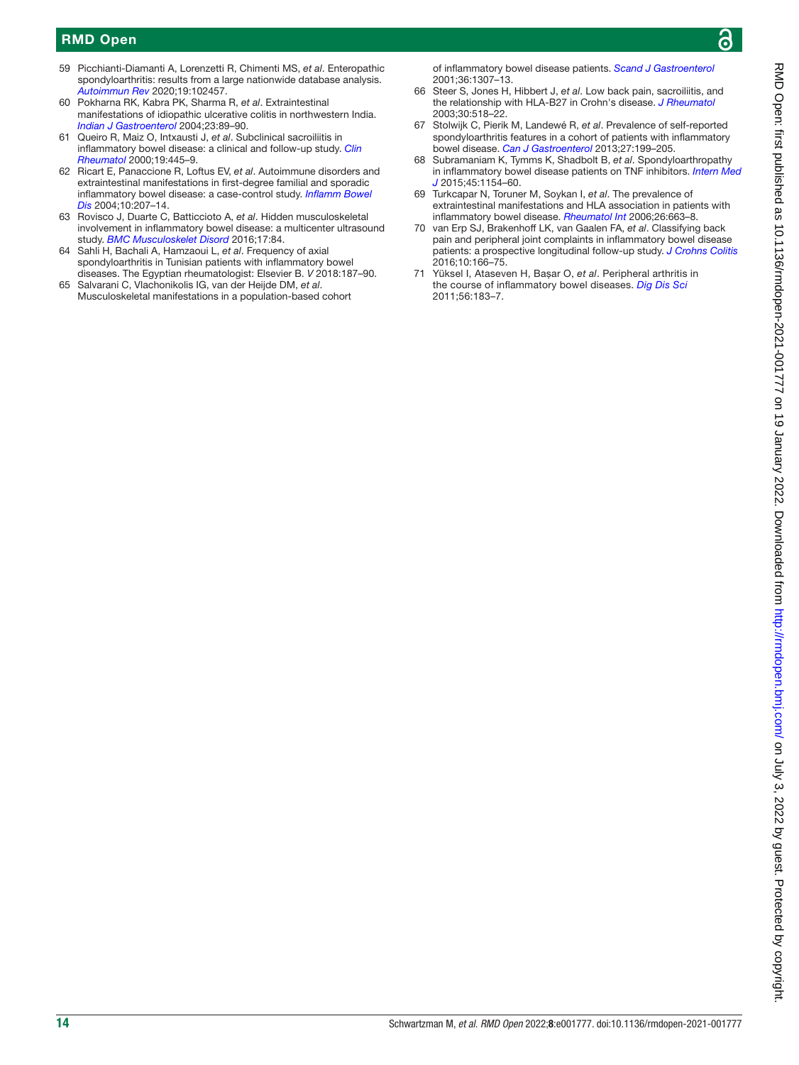59 Picchianti-Diamanti A, Lorenzetti R, Chimenti MS, *et al*. Enteropathic spondyloarthritis: results from a large nationwide database analysis. *Autoimmun Rev* 2020;19:102457.

60 Pokharna RK, Kabra PK, Sharma R, *et al*. Extraintestinal manifestations of idiopathic ulcerative colitis in northwestern India. *Indian J Gastroenterol* 2004;23:89–90.

61 Queiro R, Maiz O, Intxausti J, *et al*. Subclinical sacroiliitis in inflammatory bowel disease: a clinical and follow-up study. *Clin Rheumatol* 2000;19:445–9.

62 Ricart E, Panaccione R, Loftus EV, *et al*. Autoimmune disorders and extraintestinal manifestations in first-degree familial and sporadic inflammatory bowel disease: a case-control study. *Inflamm Bowel Dis* 2004;10:207–14.

63 Rovisco J, Duarte C, Batticcioto A, *et al*. Hidden musculoskeletal involvement in inflammatory bowel disease: a multicenter ultrasound study. *BMC Musculoskelet Disord* 2016;17:84.

64 Sahli H, Bachali A, Hamzaoui L, *et al*. Frequency of axial spondyloarthritis in Tunisian patients with inflammatory bowel diseases. The Egyptian rheumatologist: Elsevier B. *V* 2018:187–90.

65 Salvarani C, Vlachonikolis IG, van der Heijde DM, *et al*. Musculoskeletal manifestations in a population-based cohort of inflammatory bowel disease patients. *Scand J Gastroenterol* 2001;36:1307–13.

66 Steer S, Jones H, Hibbert J, *et al*. Low back pain, sacroiliitis, and the relationship with HLA-B27 in Crohn's disease. *J Rheumatol* 2003;30:518–22.

67 Stolwijk C, Pierik M, Landewé R, *et al*. Prevalence of self-reported spondyloarthritis features in a cohort of patients with inflammatory bowel disease. *Can J Gastroenterol* 2013;27:199–205.

68 Subramaniam K, Tymms K, Shadbolt B, *et al*. Spondyloarthropathy in inflammatory bowel disease patients on TNF inhibitors. *Intern Med J* 2015;45:1154–60.

69 Turkcapar N, Toruner M, Soykan I, *et al*. The prevalence of extraintestinal manifestations and HLA association in patients with inflammatory bowel disease. *Rheumatol Int* 2006;26:663–8.

70 van Erp SJ, Brakenhoff LK, van Gaalen FA, *et al*. Classifying back pain and peripheral joint complaints in inflammatory bowel disease patients: a prospective longitudinal follow-up study. *J Crohns Colitis* 2016;10:166–75.

71 Yüksel I, Ataseven H, Başar O, *et al*. Peripheral arthritis in the course of inflammatory bowel diseases. *Dig Dis Sci* 2011;56:183–7.